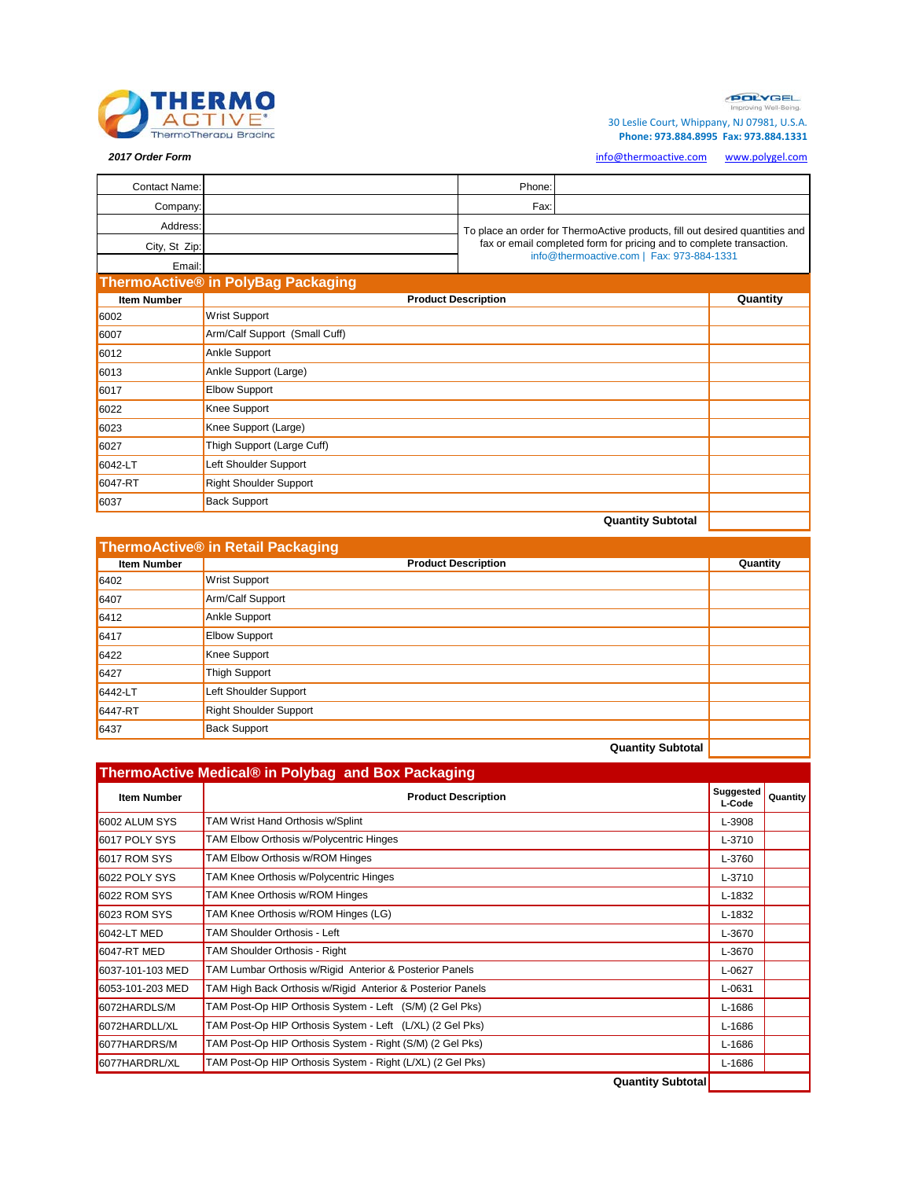**THERMO ACTIVE®**
ThermoTherapy Bracing

POLYGEL
Improving Well-Being.

30 Leslie Court, Whippany, NJ 07981, U.S.A.
**Phone: 973.884.8995 Fax: 973.884.1331**

*2017 Order Form*

info@thermoactive.com www.polygel.com

| | | | |
|---|---|---|---|
| Contact Name: | | Phone: | |
| Company: | | Fax: | |
| Address: | | To place an order for ThermoActive products, fill out desired quantities and fax or email completed form for pricing and to complete transaction. info@thermoactive.com \| Fax: 973-884-1331 | |
| City, St Zip: | | | |
| Email: | | | |

## ThermoActive® in PolyBag Packaging

| Item Number | Product Description | Quantity |
|---|---|---|
| 6002 | Wrist Support | |
| 6007 | Arm/Calf Support (Small Cuff) | |
| 6012 | Ankle Support | |
| 6013 | Ankle Support (Large) | |
| 6017 | Elbow Support | |
| 6022 | Knee Support | |
| 6023 | Knee Support (Large) | |
| 6027 | Thigh Support (Large Cuff) | |
| 6042-LT | Left Shoulder Support | |
| 6047-RT | Right Shoulder Support | |
| 6037 | Back Support | |
| | **Quantity Subtotal** | |

## ThermoActive® in Retail Packaging

| Item Number | Product Description | Quantity |
|---|---|---|
| 6402 | Wrist Support | |
| 6407 | Arm/Calf Support | |
| 6412 | Ankle Support | |
| 6417 | Elbow Support | |
| 6422 | Knee Support | |
| 6427 | Thigh Support | |
| 6442-LT | Left Shoulder Support | |
| 6447-RT | Right Shoulder Support | |
| 6437 | Back Support | |
| | **Quantity Subtotal** | |

## ThermoActive Medical® in Polybag and Box Packaging

| Item Number | Product Description | Suggested L-Code | Quantity |
|---|---|---|---|
| 6002 ALUM SYS | TAM Wrist Hand Orthosis w/Splint | L-3908 | |
| 6017 POLY SYS | TAM Elbow Orthosis w/Polycentric Hinges | L-3710 | |
| 6017 ROM SYS | TAM Elbow Orthosis w/ROM Hinges | L-3760 | |
| 6022 POLY SYS | TAM Knee Orthosis w/Polycentric Hinges | L-3710 | |
| 6022 ROM SYS | TAM Knee Orthosis w/ROM Hinges | L-1832 | |
| 6023 ROM SYS | TAM Knee Orthosis w/ROM Hinges (LG) | L-1832 | |
| 6042-LT MED | TAM Shoulder Orthosis - Left | L-3670 | |
| 6047-RT MED | TAM Shoulder Orthosis - Right | L-3670 | |
| 6037-101-103 MED | TAM Lumbar Orthosis w/Rigid Anterior & Posterior Panels | L-0627 | |
| 6053-101-203 MED | TAM High Back Orthosis w/Rigid Anterior & Posterior Panels | L-0631 | |
| 6072HARDLS/M | TAM Post-Op HIP Orthosis System - Left (S/M) (2 Gel Pks) | L-1686 | |
| 6072HARDLL/XL | TAM Post-Op HIP Orthosis System - Left (L/XL) (2 Gel Pks) | L-1686 | |
| 6077HARDRS/M | TAM Post-Op HIP Orthosis System - Right (S/M) (2 Gel Pks) | L-1686 | |
| 6077HARDRL/XL | TAM Post-Op HIP Orthosis System - Right (L/XL) (2 Gel Pks) | L-1686 | |
| | **Quantity Subtotal** | | |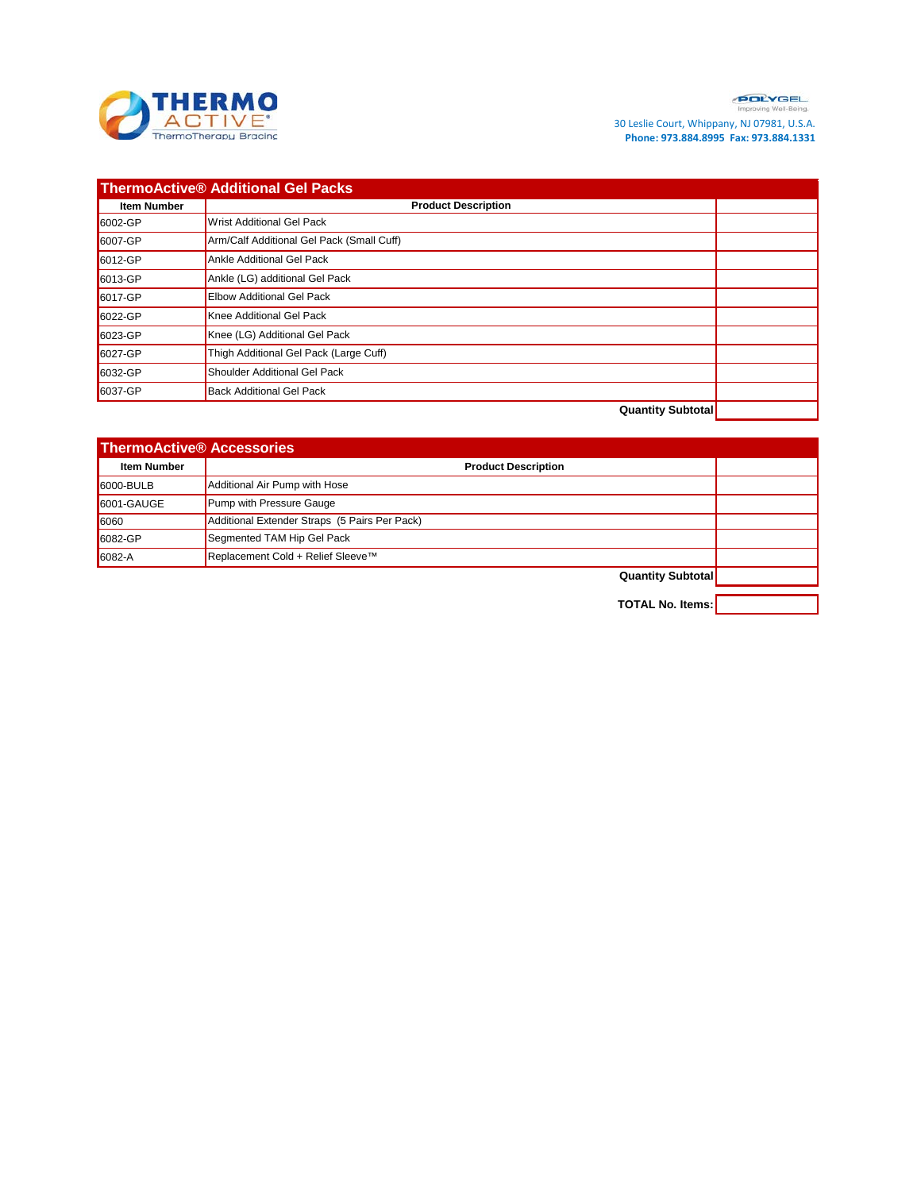THERMO ACTIVE®
ThermoTherapy Bracing

POLYGEL
Improving Well-Being.

30 Leslie Court, Whippany, NJ 07981, U.S.A.
**Phone: 973.884.8995 Fax: 973.884.1331**

## ThermoActive® Additional Gel Packs

| Item Number | Product Description | |
|---|---|---|
| 6002-GP | Wrist Additional Gel Pack | |
| 6007-GP | Arm/Calf Additional Gel Pack (Small Cuff) | |
| 6012-GP | Ankle Additional Gel Pack | |
| 6013-GP | Ankle (LG) additional Gel Pack | |
| 6017-GP | Elbow Additional Gel Pack | |
| 6022-GP | Knee Additional Gel Pack | |
| 6023-GP | Knee (LG) Additional Gel Pack | |
| 6027-GP | Thigh Additional Gel Pack (Large Cuff) | |
| 6032-GP | Shoulder Additional Gel Pack | |
| 6037-GP | Back Additional Gel Pack | |
| | **Quantity Subtotal** | |

## ThermoActive® Accessories

| Item Number | Product Description | |
|---|---|---|
| 6000-BULB | Additional Air Pump with Hose | |
| 6001-GAUGE | Pump with Pressure Gauge | |
| 6060 | Additional Extender Straps (5 Pairs Per Pack) | |
| 6082-GP | Segmented TAM Hip Gel Pack | |
| 6082-A | Replacement Cold + Relief Sleeve™ | |
| | **Quantity Subtotal** | |

**TOTAL No. Items:**